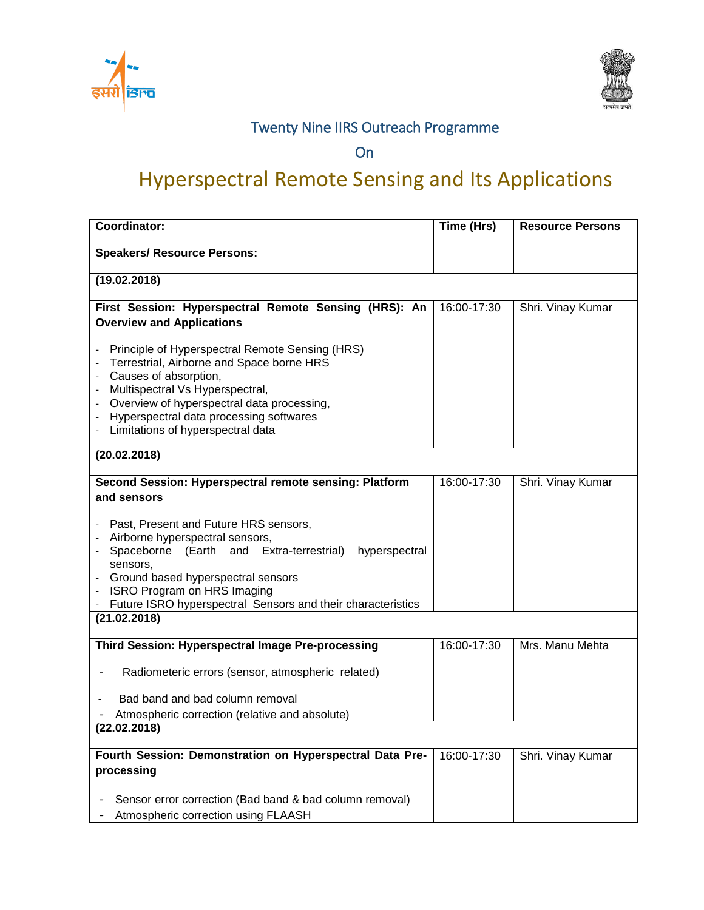Twenty Nine IIRS Outreach Programme

On

# Hyperspectral Remote Sensing and Its Applications

| **Coordinator:**<br><br>**Speakers/ Resource Persons:** | **Time (Hrs)** | **Resource Persons** |
|---|---|---|
| **(19.02.2018)** | | |
| **First Session: Hyperspectral Remote Sensing (HRS): An Overview and Applications**<br><br>- Principle of Hyperspectral Remote Sensing (HRS)<br>- Terrestrial, Airborne and Space borne HRS<br>- Causes of absorption,<br>- Multispectral Vs Hyperspectral,<br>- Overview of hyperspectral data processing,<br>- Hyperspectral data processing softwares<br>- Limitations of hyperspectral data | 16:00-17:30 | Shri. Vinay Kumar |
| **(20.02.2018)** | | |
| **Second Session: Hyperspectral remote sensing: Platform and sensors**<br><br>- Past, Present and Future HRS sensors,<br>- Airborne hyperspectral sensors,<br>- Spaceborne (Earth and Extra-terrestrial) hyperspectral sensors,<br>- Ground based hyperspectral sensors<br>- ISRO Program on HRS Imaging<br>- Future ISRO hyperspectral Sensors and their characteristics | 16:00-17:30 | Shri. Vinay Kumar |
| **(21.02.2018)** | | |
| **Third Session: Hyperspectral Image Pre-processing**<br><br>- Radiometeric errors (sensor, atmospheric related)<br><br>- Bad band and bad column removal<br>- Atmospheric correction (relative and absolute) | 16:00-17:30 | Mrs. Manu Mehta |
| **(22.02.2018)** | | |
| **Fourth Session: Demonstration on Hyperspectral Data Pre-processing**<br><br>- Sensor error correction (Bad band & bad column removal)<br>- Atmospheric correction using FLAASH | 16:00-17:30 | Shri. Vinay Kumar |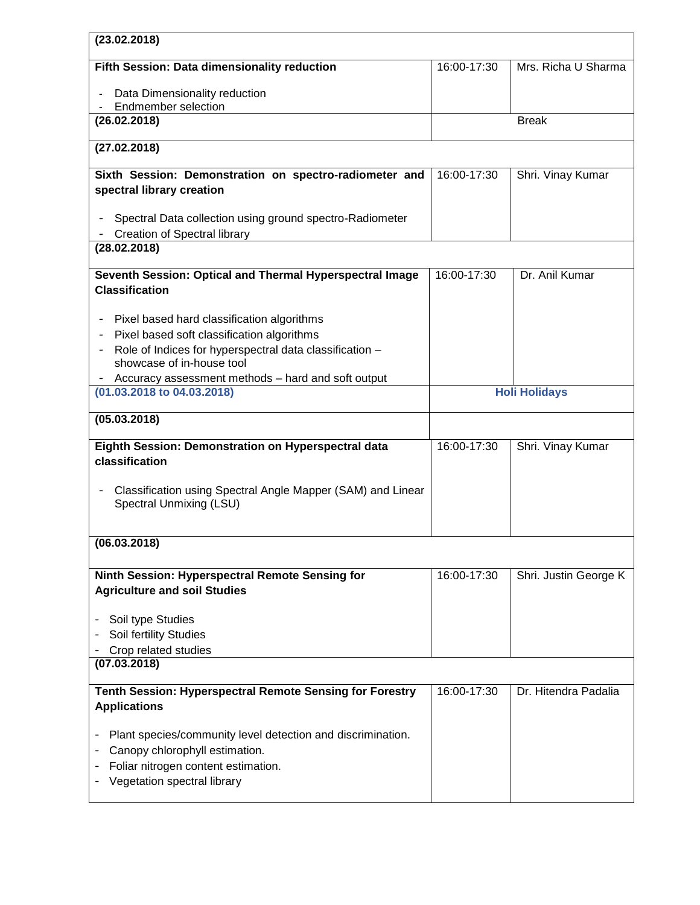| | | |
|---|---|---|
| **(23.02.2018)** | | |
| **Fifth Session: Data dimensionality reduction**<br><br>- Data Dimensionality reduction<br>- Endmember selection | 16:00-17:30 | Mrs. Richa U Sharma |
| **(26.02.2018)** | | Break |
| **(27.02.2018)** | | |
| **Sixth Session: Demonstration on spectro-radiometer and spectral library creation**<br><br>- Spectral Data collection using ground spectro-Radiometer<br>- Creation of Spectral library | 16:00-17:30 | Shri. Vinay Kumar |
| **(28.02.2018)** | | |
| **Seventh Session: Optical and Thermal Hyperspectral Image Classification**<br><br>- Pixel based hard classification algorithms<br>- Pixel based soft classification algorithms<br>- Role of Indices for hyperspectral data classification – showcase of in-house tool<br>- Accuracy assessment methods – hard and soft output | 16:00-17:30 | Dr. Anil Kumar |
| **(01.03.2018 to 04.03.2018)** | | **Holi Holidays** |
| **(05.03.2018)** | | |
| **Eighth Session: Demonstration on Hyperspectral data classification**<br><br>- Classification using Spectral Angle Mapper (SAM) and Linear Spectral Unmixing (LSU) | 16:00-17:30 | Shri. Vinay Kumar |
| **(06.03.2018)** | | |
| **Ninth Session: Hyperspectral Remote Sensing for Agriculture and soil Studies**<br><br>- Soil type Studies<br>- Soil fertility Studies<br>- Crop related studies | 16:00-17:30 | Shri. Justin George K |
| **(07.03.2018)** | | |
| **Tenth Session: Hyperspectral Remote Sensing for Forestry Applications**<br><br>- Plant species/community level detection and discrimination.<br>- Canopy chlorophyll estimation.<br>- Foliar nitrogen content estimation.<br>- Vegetation spectral library | 16:00-17:30 | Dr. Hitendra Padalia |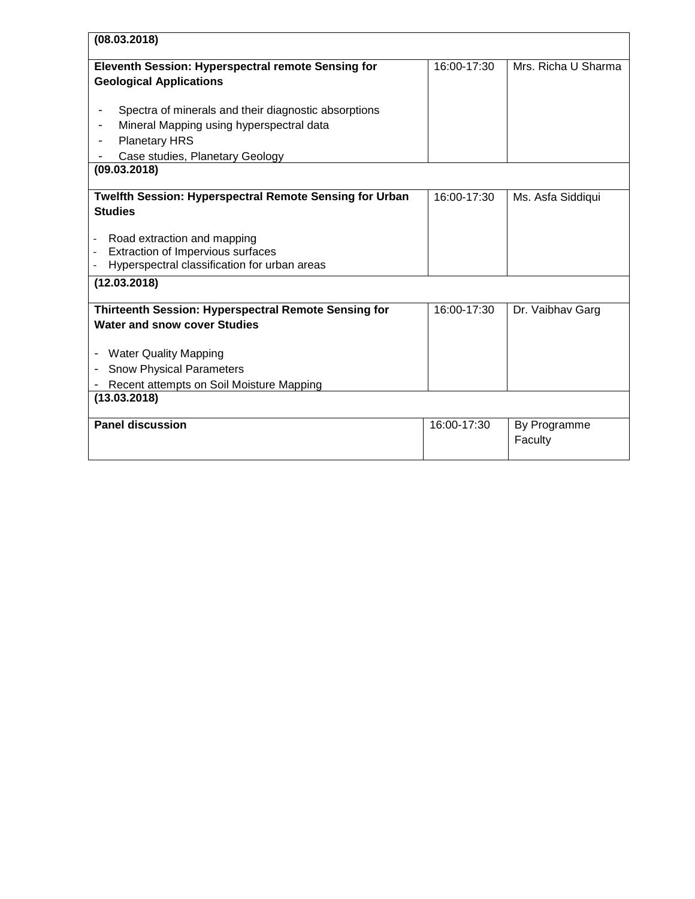| | | |
|---|---|---|
| **(08.03.2018)** | | |
| **Eleventh Session: Hyperspectral remote Sensing for Geological Applications**<br><br>- Spectra of minerals and their diagnostic absorptions<br>- Mineral Mapping using hyperspectral data<br>- Planetary HRS<br>- Case studies, Planetary Geology | 16:00-17:30 | Mrs. Richa U Sharma |
| **(09.03.2018)** | | |
| **Twelfth Session: Hyperspectral Remote Sensing for Urban Studies**<br><br>- Road extraction and mapping<br>- Extraction of Impervious surfaces<br>- Hyperspectral classification for urban areas | 16:00-17:30 | Ms. Asfa Siddiqui |
| **(12.03.2018)** | | |
| **Thirteenth Session: Hyperspectral Remote Sensing for Water and snow cover Studies**<br><br>- Water Quality Mapping<br>- Snow Physical Parameters<br>- Recent attempts on Soil Moisture Mapping | 16:00-17:30 | Dr. Vaibhav Garg |
| **(13.03.2018)** | | |
| **Panel discussion** | 16:00-17:30 | By Programme Faculty |